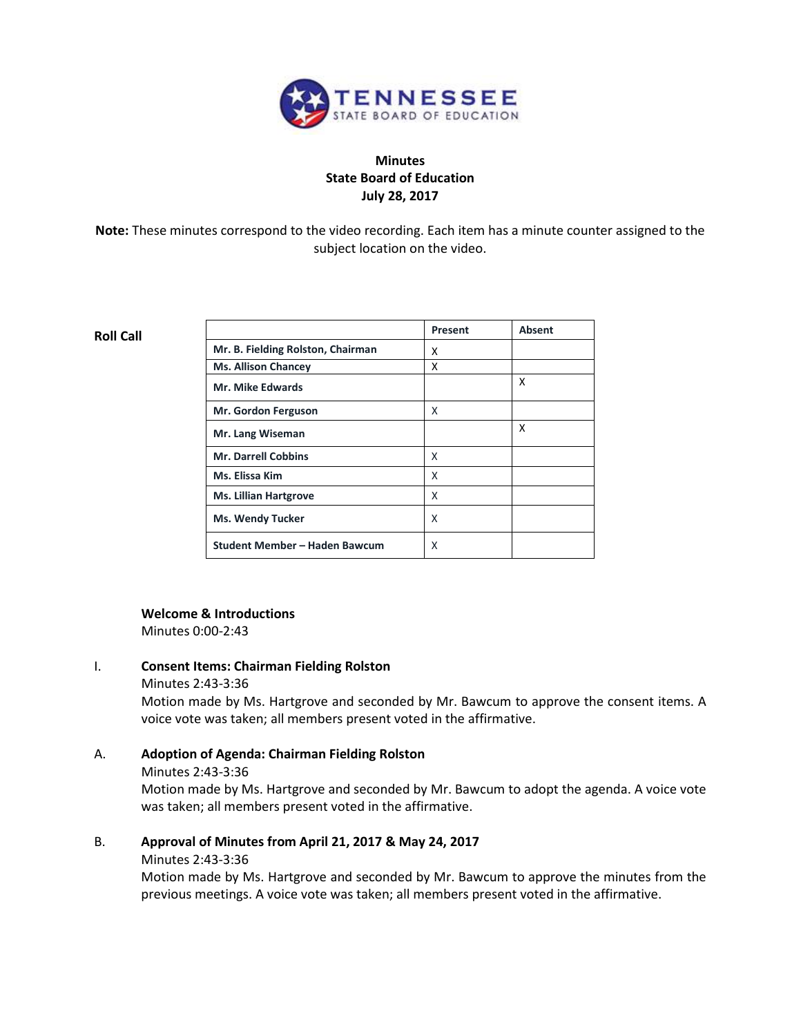TENNESSEE
STATE BOARD OF EDUCATION

# Minutes
# State Board of Education
# July 28, 2017

**Note:** These minutes correspond to the video recording. Each item has a minute counter assigned to the subject location on the video.

**Roll Call**

| | Present | Absent |
|---|---|---|
| **Mr. B. Fielding Rolston, Chairman** | X | |
| **Ms. Allison Chancey** | X | |
| **Mr. Mike Edwards** | | X |
| **Mr. Gordon Ferguson** | X | |
| **Mr. Lang Wiseman** | | X |
| **Mr. Darrell Cobbins** | X | |
| **Ms. Elissa Kim** | X | |
| **Ms. Lillian Hartgrove** | X | |
| **Ms. Wendy Tucker** | X | |
| **Student Member – Haden Bawcum** | X | |

**Welcome & Introductions**
Minutes 0:00-2:43

I. **Consent Items: Chairman Fielding Rolston**
Minutes 2:43-3:36
Motion made by Ms. Hartgrove and seconded by Mr. Bawcum to approve the consent items. A voice vote was taken; all members present voted in the affirmative.

A. **Adoption of Agenda: Chairman Fielding Rolston**
Minutes 2:43-3:36
Motion made by Ms. Hartgrove and seconded by Mr. Bawcum to adopt the agenda. A voice vote was taken; all members present voted in the affirmative.

B. **Approval of Minutes from April 21, 2017 & May 24, 2017**
Minutes 2:43-3:36
Motion made by Ms. Hartgrove and seconded by Mr. Bawcum to approve the minutes from the previous meetings. A voice vote was taken; all members present voted in the affirmative.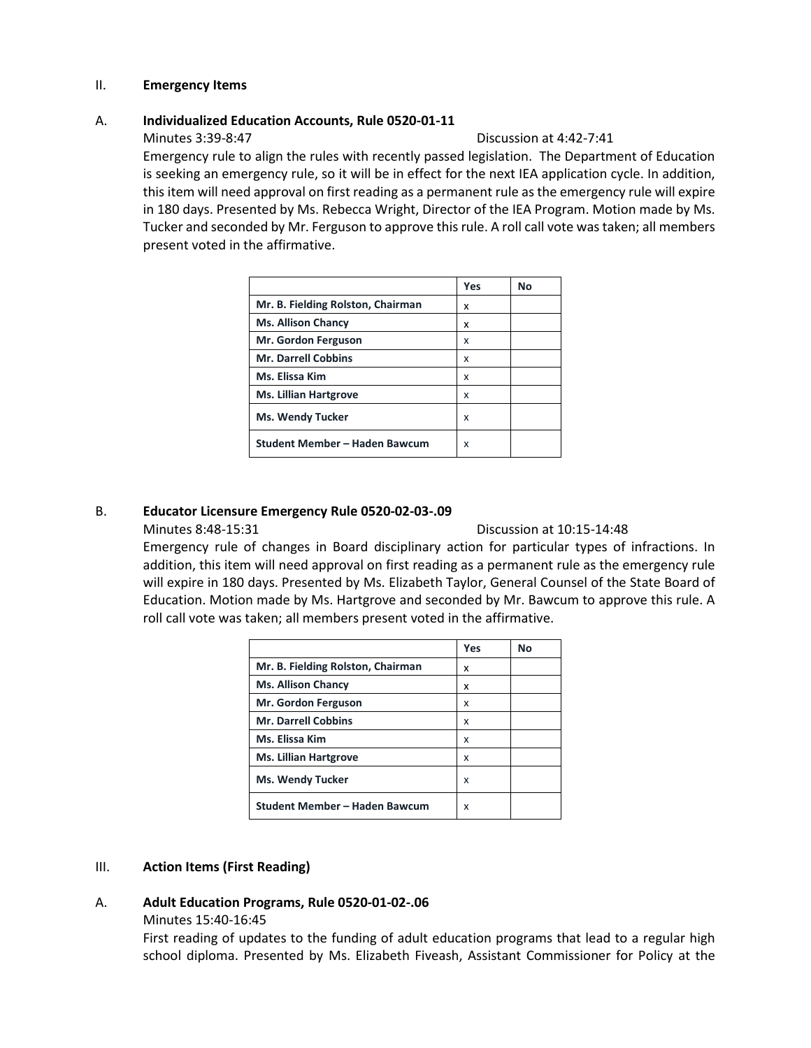## II. Emergency Items

### A. Individualized Education Accounts, Rule 0520-01-11

Minutes 3:39-8:47 Discussion at 4:42-7:41

Emergency rule to align the rules with recently passed legislation. The Department of Education is seeking an emergency rule, so it will be in effect for the next IEA application cycle. In addition, this item will need approval on first reading as a permanent rule as the emergency rule will expire in 180 days. Presented by Ms. Rebecca Wright, Director of the IEA Program. Motion made by Ms. Tucker and seconded by Mr. Ferguson to approve this rule. A roll call vote was taken; all members present voted in the affirmative.

| | Yes | No |
|---|---|---|
| **Mr. B. Fielding Rolston, Chairman** | x | |
| **Ms. Allison Chancy** | x | |
| **Mr. Gordon Ferguson** | x | |
| **Mr. Darrell Cobbins** | x | |
| **Ms. Elissa Kim** | x | |
| **Ms. Lillian Hartgrove** | x | |
| **Ms. Wendy Tucker** | x | |
| **Student Member – Haden Bawcum** | x | |

### B. Educator Licensure Emergency Rule 0520-02-03-.09

Minutes 8:48-15:31 Discussion at 10:15-14:48

Emergency rule of changes in Board disciplinary action for particular types of infractions. In addition, this item will need approval on first reading as a permanent rule as the emergency rule will expire in 180 days. Presented by Ms. Elizabeth Taylor, General Counsel of the State Board of Education. Motion made by Ms. Hartgrove and seconded by Mr. Bawcum to approve this rule. A roll call vote was taken; all members present voted in the affirmative.

| | Yes | No |
|---|---|---|
| **Mr. B. Fielding Rolston, Chairman** | x | |
| **Ms. Allison Chancy** | x | |
| **Mr. Gordon Ferguson** | x | |
| **Mr. Darrell Cobbins** | x | |
| **Ms. Elissa Kim** | x | |
| **Ms. Lillian Hartgrove** | x | |
| **Ms. Wendy Tucker** | x | |
| **Student Member – Haden Bawcum** | x | |

## III. Action Items (First Reading)

### A. Adult Education Programs, Rule 0520-01-02-.06

Minutes 15:40-16:45

First reading of updates to the funding of adult education programs that lead to a regular high school diploma. Presented by Ms. Elizabeth Fiveash, Assistant Commissioner for Policy at the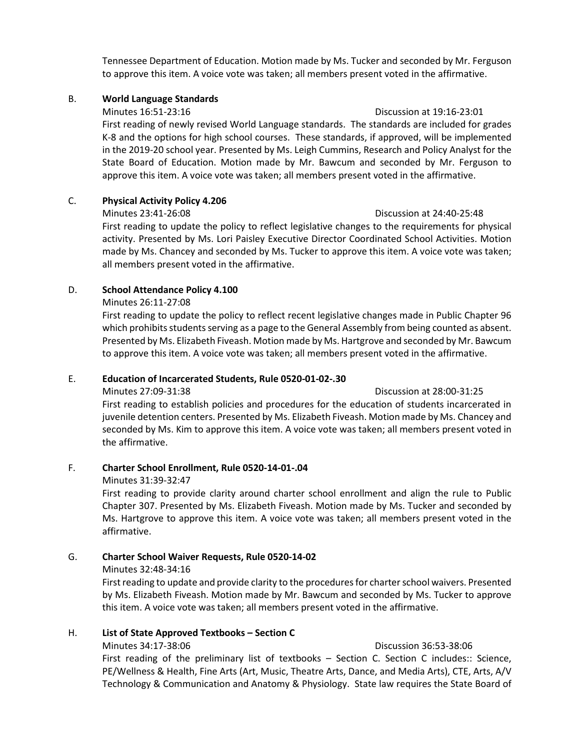Tennessee Department of Education. Motion made by Ms. Tucker and seconded by Mr. Ferguson to approve this item. A voice vote was taken; all members present voted in the affirmative.

B. **World Language Standards**

Minutes 16:51-23:16 Discussion at 19:16-23:01

First reading of newly revised World Language standards. The standards are included for grades K-8 and the options for high school courses. These standards, if approved, will be implemented in the 2019-20 school year. Presented by Ms. Leigh Cummins, Research and Policy Analyst for the State Board of Education. Motion made by Mr. Bawcum and seconded by Mr. Ferguson to approve this item. A voice vote was taken; all members present voted in the affirmative.

C. **Physical Activity Policy 4.206**

Minutes 23:41-26:08 Discussion at 24:40-25:48

First reading to update the policy to reflect legislative changes to the requirements for physical activity. Presented by Ms. Lori Paisley Executive Director Coordinated School Activities. Motion made by Ms. Chancey and seconded by Ms. Tucker to approve this item. A voice vote was taken; all members present voted in the affirmative.

D. **School Attendance Policy 4.100**

Minutes 26:11-27:08

First reading to update the policy to reflect recent legislative changes made in Public Chapter 96 which prohibits students serving as a page to the General Assembly from being counted as absent. Presented by Ms. Elizabeth Fiveash. Motion made by Ms. Hartgrove and seconded by Mr. Bawcum to approve this item. A voice vote was taken; all members present voted in the affirmative.

E. **Education of Incarcerated Students, Rule 0520-01-02-.30**

Minutes 27:09-31:38 Discussion at 28:00-31:25

First reading to establish policies and procedures for the education of students incarcerated in juvenile detention centers. Presented by Ms. Elizabeth Fiveash. Motion made by Ms. Chancey and seconded by Ms. Kim to approve this item. A voice vote was taken; all members present voted in the affirmative.

F. **Charter School Enrollment, Rule 0520-14-01-.04**

Minutes 31:39-32:47

First reading to provide clarity around charter school enrollment and align the rule to Public Chapter 307. Presented by Ms. Elizabeth Fiveash. Motion made by Ms. Tucker and seconded by Ms. Hartgrove to approve this item. A voice vote was taken; all members present voted in the affirmative.

G. **Charter School Waiver Requests, Rule 0520-14-02**

Minutes 32:48-34:16

First reading to update and provide clarity to the procedures for charter school waivers. Presented by Ms. Elizabeth Fiveash. Motion made by Mr. Bawcum and seconded by Ms. Tucker to approve this item. A voice vote was taken; all members present voted in the affirmative.

H. **List of State Approved Textbooks – Section C**

Minutes 34:17-38:06 Discussion 36:53-38:06

First reading of the preliminary list of textbooks – Section C. Section C includes:: Science, PE/Wellness & Health, Fine Arts (Art, Music, Theatre Arts, Dance, and Media Arts), CTE, Arts, A/V Technology & Communication and Anatomy & Physiology. State law requires the State Board of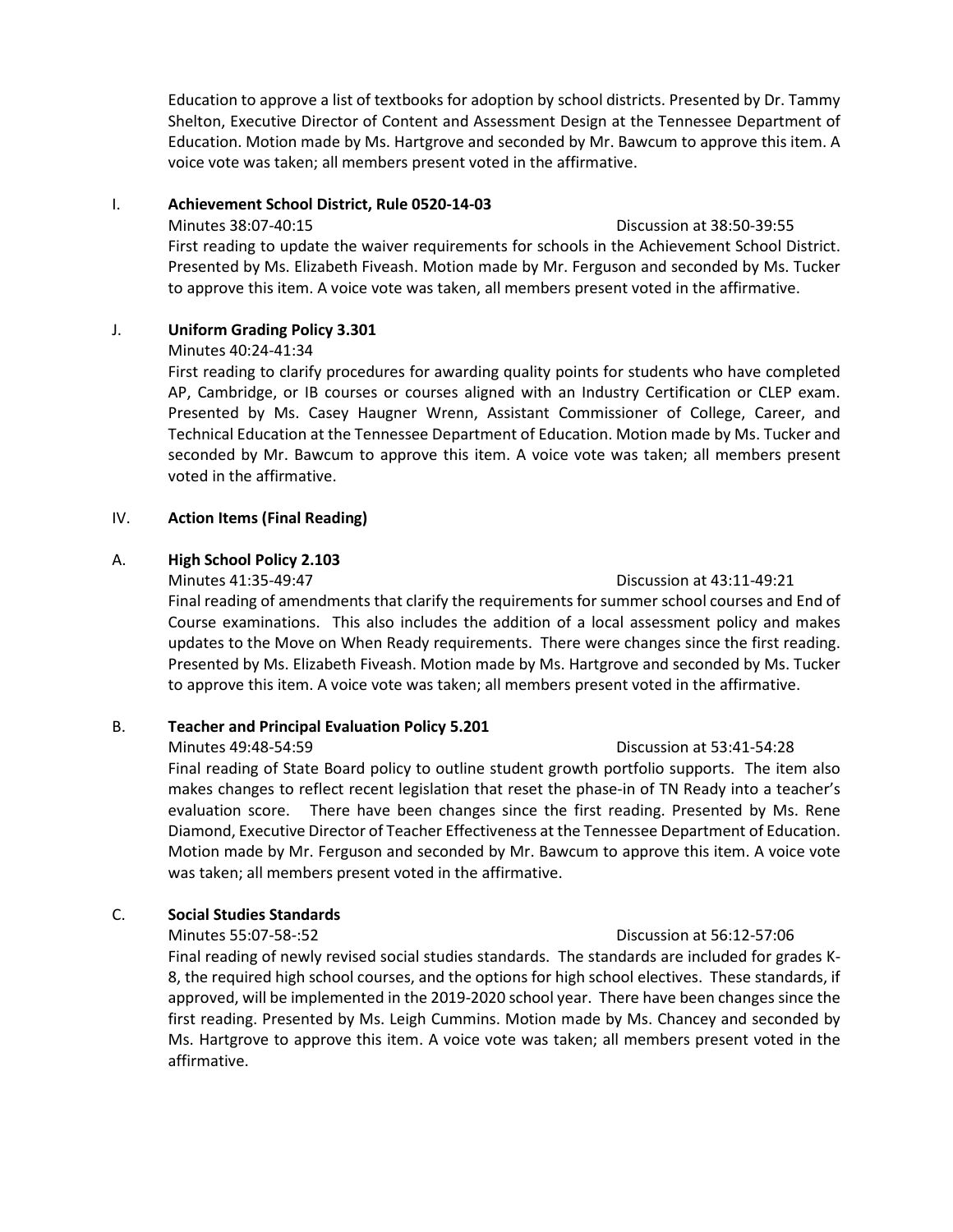Education to approve a list of textbooks for adoption by school districts. Presented by Dr. Tammy Shelton, Executive Director of Content and Assessment Design at the Tennessee Department of Education. Motion made by Ms. Hartgrove and seconded by Mr. Bawcum to approve this item. A voice vote was taken; all members present voted in the affirmative.

I. **Achievement School District, Rule 0520-14-03**

Minutes 38:07-40:15 Discussion at 38:50-39:55

First reading to update the waiver requirements for schools in the Achievement School District. Presented by Ms. Elizabeth Fiveash. Motion made by Mr. Ferguson and seconded by Ms. Tucker to approve this item. A voice vote was taken, all members present voted in the affirmative.

J. **Uniform Grading Policy 3.301**

Minutes 40:24-41:34

First reading to clarify procedures for awarding quality points for students who have completed AP, Cambridge, or IB courses or courses aligned with an Industry Certification or CLEP exam. Presented by Ms. Casey Haugner Wrenn, Assistant Commissioner of College, Career, and Technical Education at the Tennessee Department of Education. Motion made by Ms. Tucker and seconded by Mr. Bawcum to approve this item. A voice vote was taken; all members present voted in the affirmative.

IV. **Action Items (Final Reading)**

A. **High School Policy 2.103**

Minutes 41:35-49:47 Discussion at 43:11-49:21

Final reading of amendments that clarify the requirements for summer school courses and End of Course examinations. This also includes the addition of a local assessment policy and makes updates to the Move on When Ready requirements. There were changes since the first reading. Presented by Ms. Elizabeth Fiveash. Motion made by Ms. Hartgrove and seconded by Ms. Tucker to approve this item. A voice vote was taken; all members present voted in the affirmative.

B. **Teacher and Principal Evaluation Policy 5.201**

Minutes 49:48-54:59 Discussion at 53:41-54:28

Final reading of State Board policy to outline student growth portfolio supports. The item also makes changes to reflect recent legislation that reset the phase-in of TN Ready into a teacher's evaluation score. There have been changes since the first reading. Presented by Ms. Rene Diamond, Executive Director of Teacher Effectiveness at the Tennessee Department of Education. Motion made by Mr. Ferguson and seconded by Mr. Bawcum to approve this item. A voice vote was taken; all members present voted in the affirmative.

C. **Social Studies Standards**

Minutes 55:07-58-:52 Discussion at 56:12-57:06

Final reading of newly revised social studies standards. The standards are included for grades K-8, the required high school courses, and the options for high school electives. These standards, if approved, will be implemented in the 2019-2020 school year. There have been changes since the first reading. Presented by Ms. Leigh Cummins. Motion made by Ms. Chancey and seconded by Ms. Hartgrove to approve this item. A voice vote was taken; all members present voted in the affirmative.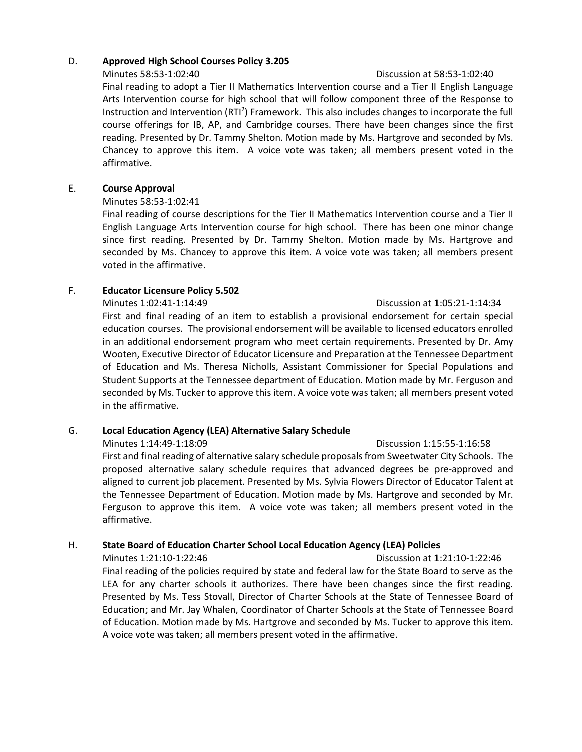D. **Approved High School Courses Policy 3.205**

Minutes 58:53-1:02:40 Discussion at 58:53-1:02:40

Final reading to adopt a Tier II Mathematics Intervention course and a Tier II English Language Arts Intervention course for high school that will follow component three of the Response to Instruction and Intervention ($RTI^2$) Framework. This also includes changes to incorporate the full course offerings for IB, AP, and Cambridge courses. There have been changes since the first reading. Presented by Dr. Tammy Shelton. Motion made by Ms. Hartgrove and seconded by Ms. Chancey to approve this item. A voice vote was taken; all members present voted in the affirmative.

E. **Course Approval**

Minutes 58:53-1:02:41

Final reading of course descriptions for the Tier II Mathematics Intervention course and a Tier II English Language Arts Intervention course for high school. There has been one minor change since first reading. Presented by Dr. Tammy Shelton. Motion made by Ms. Hartgrove and seconded by Ms. Chancey to approve this item. A voice vote was taken; all members present voted in the affirmative.

F. **Educator Licensure Policy 5.502**

Minutes 1:02:41-1:14:49 Discussion at 1:05:21-1:14:34

First and final reading of an item to establish a provisional endorsement for certain special education courses. The provisional endorsement will be available to licensed educators enrolled in an additional endorsement program who meet certain requirements. Presented by Dr. Amy Wooten, Executive Director of Educator Licensure and Preparation at the Tennessee Department of Education and Ms. Theresa Nicholls, Assistant Commissioner for Special Populations and Student Supports at the Tennessee department of Education. Motion made by Mr. Ferguson and seconded by Ms. Tucker to approve this item. A voice vote was taken; all members present voted in the affirmative.

G. **Local Education Agency (LEA) Alternative Salary Schedule**

Minutes 1:14:49-1:18:09 Discussion 1:15:55-1:16:58

First and final reading of alternative salary schedule proposals from Sweetwater City Schools. The proposed alternative salary schedule requires that advanced degrees be pre-approved and aligned to current job placement. Presented by Ms. Sylvia Flowers Director of Educator Talent at the Tennessee Department of Education. Motion made by Ms. Hartgrove and seconded by Mr. Ferguson to approve this item. A voice vote was taken; all members present voted in the affirmative.

H. **State Board of Education Charter School Local Education Agency (LEA) Policies**

Minutes 1:21:10-1:22:46 Discussion at 1:21:10-1:22:46

Final reading of the policies required by state and federal law for the State Board to serve as the LEA for any charter schools it authorizes. There have been changes since the first reading. Presented by Ms. Tess Stovall, Director of Charter Schools at the State of Tennessee Board of Education; and Mr. Jay Whalen, Coordinator of Charter Schools at the State of Tennessee Board of Education. Motion made by Ms. Hartgrove and seconded by Ms. Tucker to approve this item. A voice vote was taken; all members present voted in the affirmative.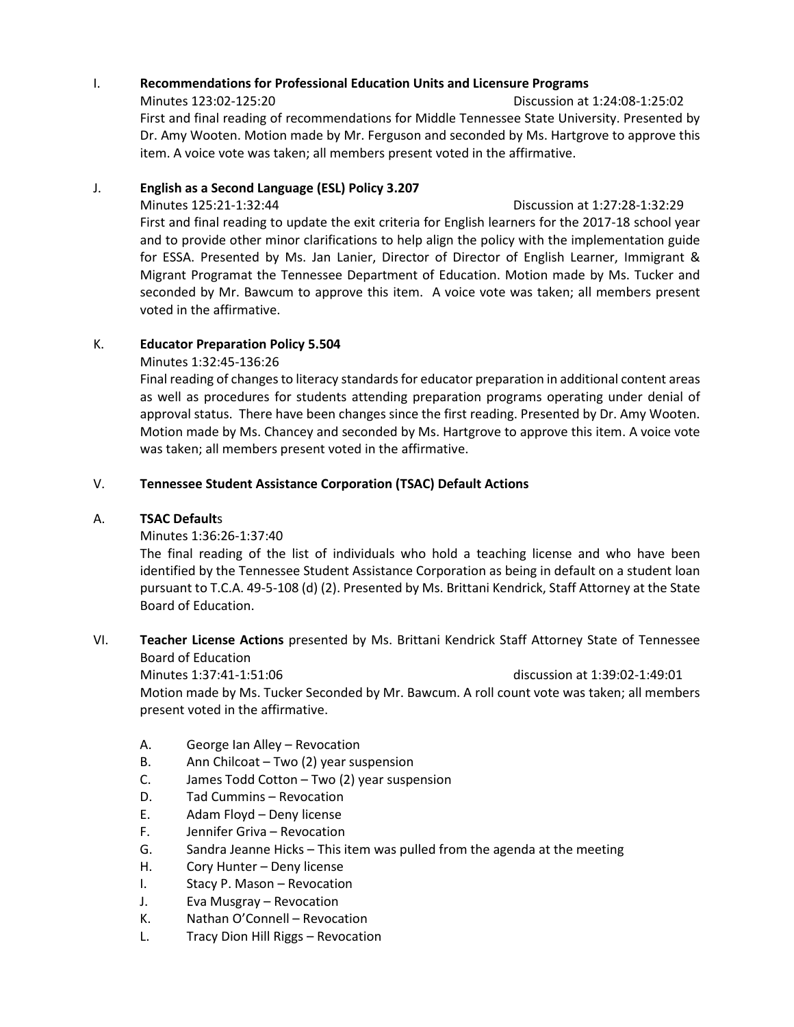I. **Recommendations for Professional Education Units and Licensure Programs**

Minutes 123:02-125:20 Discussion at 1:24:08-1:25:02

First and final reading of recommendations for Middle Tennessee State University. Presented by Dr. Amy Wooten. Motion made by Mr. Ferguson and seconded by Ms. Hartgrove to approve this item. A voice vote was taken; all members present voted in the affirmative.

J. **English as a Second Language (ESL) Policy 3.207**

Minutes 125:21-1:32:44 Discussion at 1:27:28-1:32:29

First and final reading to update the exit criteria for English learners for the 2017-18 school year and to provide other minor clarifications to help align the policy with the implementation guide for ESSA. Presented by Ms. Jan Lanier, Director of Director of English Learner, Immigrant & Migrant Programat the Tennessee Department of Education. Motion made by Ms. Tucker and seconded by Mr. Bawcum to approve this item. A voice vote was taken; all members present voted in the affirmative.

K. **Educator Preparation Policy 5.504**

Minutes 1:32:45-136:26

Final reading of changes to literacy standards for educator preparation in additional content areas as well as procedures for students attending preparation programs operating under denial of approval status. There have been changes since the first reading. Presented by Dr. Amy Wooten. Motion made by Ms. Chancey and seconded by Ms. Hartgrove to approve this item. A voice vote was taken; all members present voted in the affirmative.

V. **Tennessee Student Assistance Corporation (TSAC) Default Actions**

A. **TSAC Default**s

Minutes 1:36:26-1:37:40

The final reading of the list of individuals who hold a teaching license and who have been identified by the Tennessee Student Assistance Corporation as being in default on a student loan pursuant to T.C.A. 49-5-108 (d) (2). Presented by Ms. Brittani Kendrick, Staff Attorney at the State Board of Education.

VI. **Teacher License Actions** presented by Ms. Brittani Kendrick Staff Attorney State of Tennessee Board of Education

Minutes 1:37:41-1:51:06 discussion at 1:39:02-1:49:01

Motion made by Ms. Tucker Seconded by Mr. Bawcum. A roll count vote was taken; all members present voted in the affirmative.

A. George Ian Alley – Revocation
B. Ann Chilcoat – Two (2) year suspension
C. James Todd Cotton – Two (2) year suspension
D. Tad Cummins – Revocation
E. Adam Floyd – Deny license
F. Jennifer Griva – Revocation
G. Sandra Jeanne Hicks – This item was pulled from the agenda at the meeting
H. Cory Hunter – Deny license
I. Stacy P. Mason – Revocation
J. Eva Musgray – Revocation
K. Nathan O'Connell – Revocation
L. Tracy Dion Hill Riggs – Revocation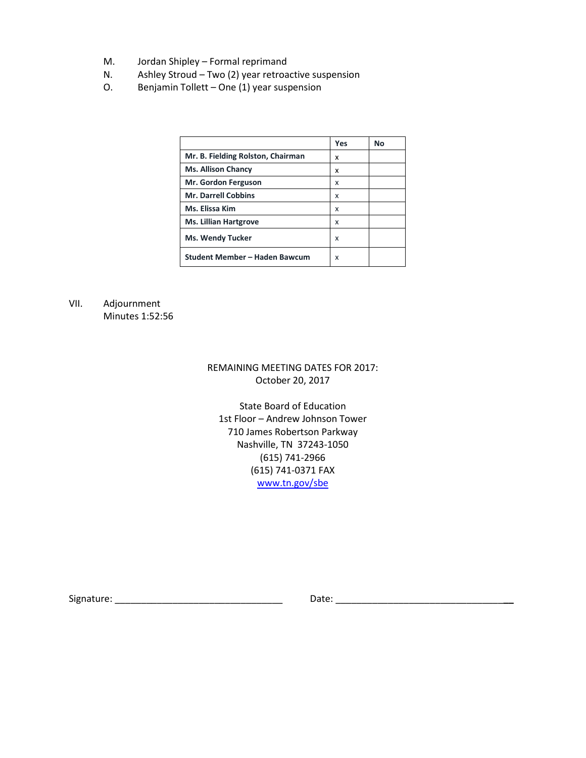M. Jordan Shipley – Formal reprimand
N. Ashley Stroud – Two (2) year retroactive suspension
O. Benjamin Tollett – One (1) year suspension

| | Yes | No |
|---|---|---|
| **Mr. B. Fielding Rolston, Chairman** | x | |
| **Ms. Allison Chancy** | x | |
| **Mr. Gordon Ferguson** | x | |
| **Mr. Darrell Cobbins** | x | |
| **Ms. Elissa Kim** | x | |
| **Ms. Lillian Hartgrove** | x | |
| **Ms. Wendy Tucker** | x | |
| **Student Member – Haden Bawcum** | x | |

VII. Adjournment
Minutes 1:52:56

REMAINING MEETING DATES FOR 2017:
October 20, 2017

State Board of Education
1st Floor – Andrew Johnson Tower
710 James Robertson Parkway
Nashville, TN 37243-1050
(615) 741-2966
(615) 741-0371 FAX
www.tn.gov/sbe

Signature: ________________________________ Date: ________________________________